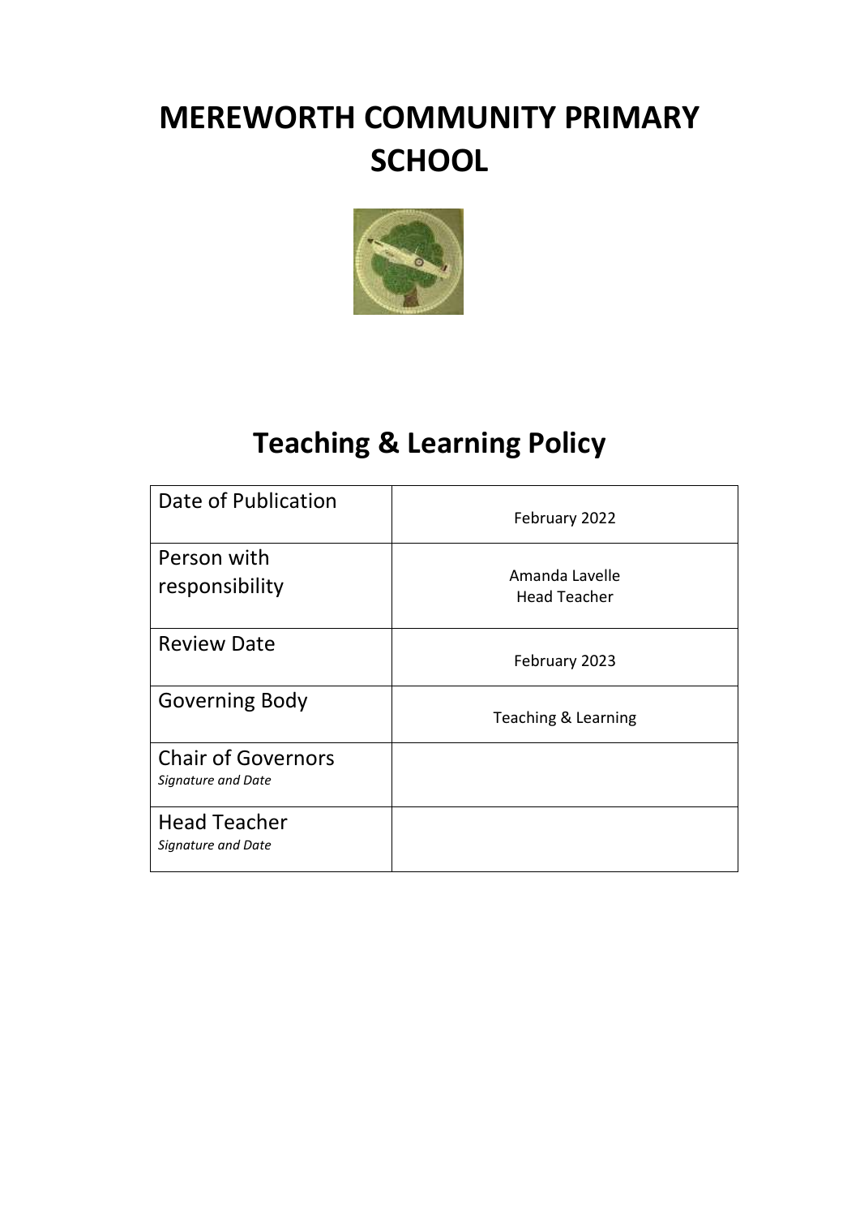# MEREWORTH COMMUNITY PRIMARY SCHOOL

## Teaching & Learning Policy

| Date of Publication | February 2022 |
|---|---|
| Person with responsibility | Amanda Lavelle<br>Head Teacher |
| Review Date | February 2023 |
| Governing Body | Teaching & Learning |
| Chair of Governors<br>*Signature and Date* | |
| Head Teacher<br>*Signature and Date* | |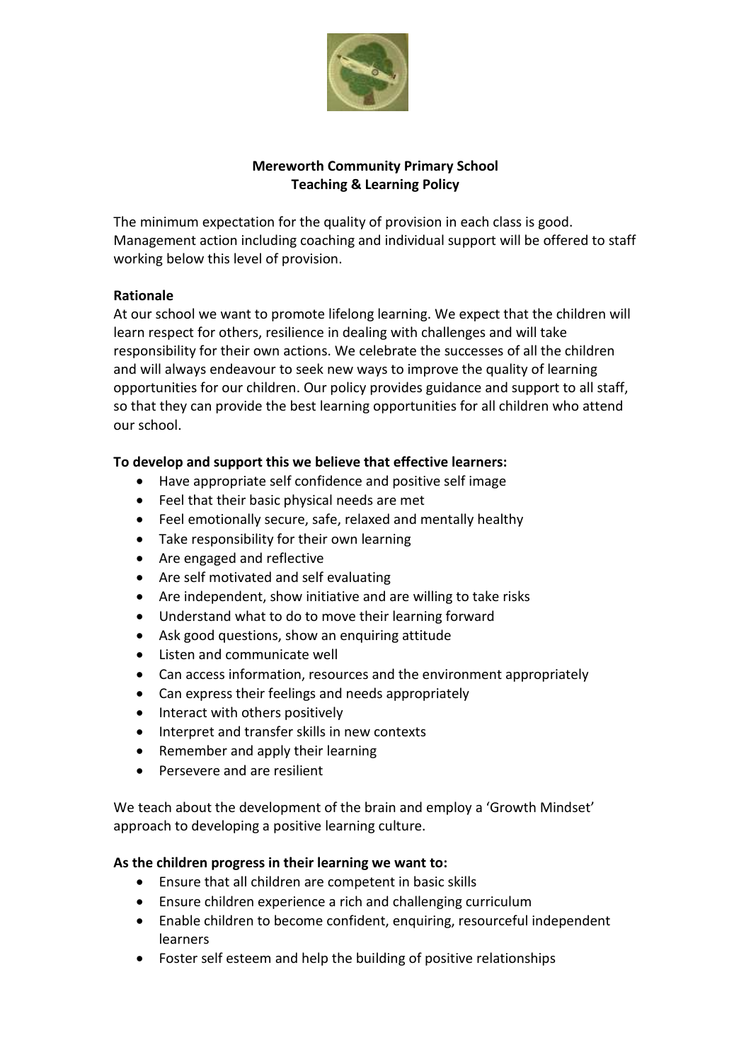**Mereworth Community Primary School**
**Teaching & Learning Policy**

The minimum expectation for the quality of provision in each class is good. Management action including coaching and individual support will be offered to staff working below this level of provision.

**Rationale**

At our school we want to promote lifelong learning. We expect that the children will learn respect for others, resilience in dealing with challenges and will take responsibility for their own actions. We celebrate the successes of all the children and will always endeavour to seek new ways to improve the quality of learning opportunities for our children. Our policy provides guidance and support to all staff, so that they can provide the best learning opportunities for all children who attend our school.

**To develop and support this we believe that effective learners:**

- Have appropriate self confidence and positive self image
- Feel that their basic physical needs are met
- Feel emotionally secure, safe, relaxed and mentally healthy
- Take responsibility for their own learning
- Are engaged and reflective
- Are self motivated and self evaluating
- Are independent, show initiative and are willing to take risks
- Understand what to do to move their learning forward
- Ask good questions, show an enquiring attitude
- Listen and communicate well
- Can access information, resources and the environment appropriately
- Can express their feelings and needs appropriately
- Interact with others positively
- Interpret and transfer skills in new contexts
- Remember and apply their learning
- Persevere and are resilient

We teach about the development of the brain and employ a 'Growth Mindset' approach to developing a positive learning culture.

**As the children progress in their learning we want to:**

- Ensure that all children are competent in basic skills
- Ensure children experience a rich and challenging curriculum
- Enable children to become confident, enquiring, resourceful independent learners
- Foster self esteem and help the building of positive relationships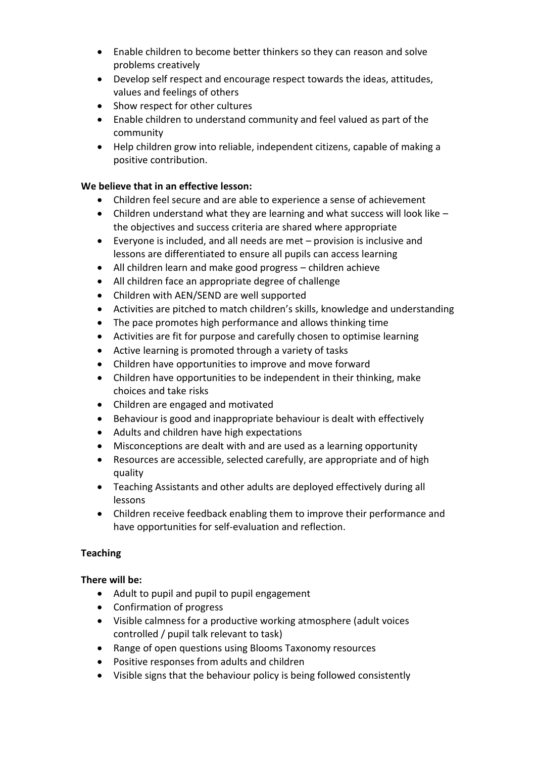- Enable children to become better thinkers so they can reason and solve problems creatively
- Develop self respect and encourage respect towards the ideas, attitudes, values and feelings of others
- Show respect for other cultures
- Enable children to understand community and feel valued as part of the community
- Help children grow into reliable, independent citizens, capable of making a positive contribution.

**We believe that in an effective lesson:**

- Children feel secure and are able to experience a sense of achievement
- Children understand what they are learning and what success will look like – the objectives and success criteria are shared where appropriate
- Everyone is included, and all needs are met – provision is inclusive and lessons are differentiated to ensure all pupils can access learning
- All children learn and make good progress – children achieve
- All children face an appropriate degree of challenge
- Children with AEN/SEND are well supported
- Activities are pitched to match children's skills, knowledge and understanding
- The pace promotes high performance and allows thinking time
- Activities are fit for purpose and carefully chosen to optimise learning
- Active learning is promoted through a variety of tasks
- Children have opportunities to improve and move forward
- Children have opportunities to be independent in their thinking, make choices and take risks
- Children are engaged and motivated
- Behaviour is good and inappropriate behaviour is dealt with effectively
- Adults and children have high expectations
- Misconceptions are dealt with and are used as a learning opportunity
- Resources are accessible, selected carefully, are appropriate and of high quality
- Teaching Assistants and other adults are deployed effectively during all lessons
- Children receive feedback enabling them to improve their performance and have opportunities for self-evaluation and reflection.

**Teaching**

**There will be:**

- Adult to pupil and pupil to pupil engagement
- Confirmation of progress
- Visible calmness for a productive working atmosphere (adult voices controlled / pupil talk relevant to task)
- Range of open questions using Blooms Taxonomy resources
- Positive responses from adults and children
- Visible signs that the behaviour policy is being followed consistently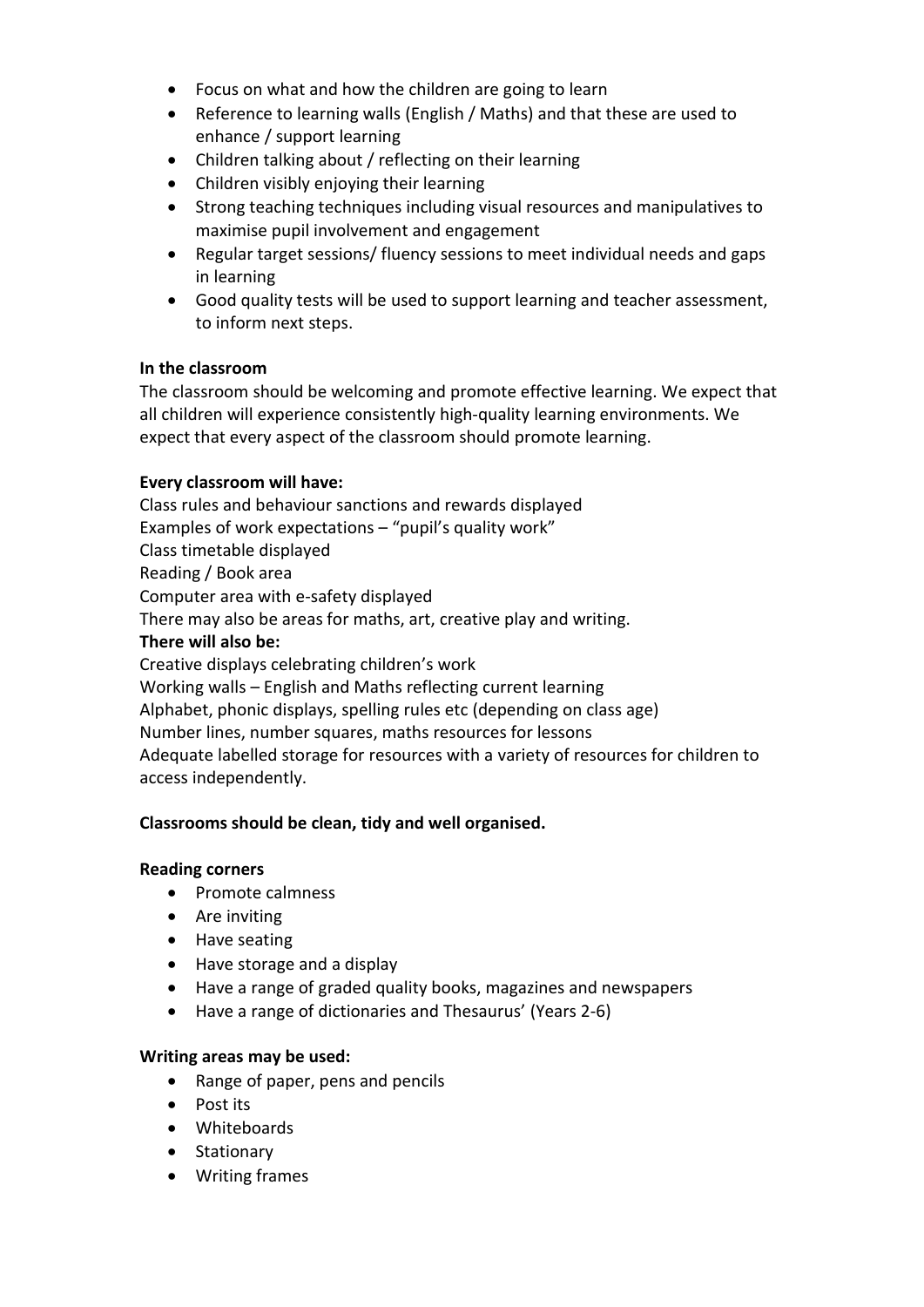- Focus on what and how the children are going to learn
- Reference to learning walls (English / Maths) and that these are used to enhance / support learning
- Children talking about / reflecting on their learning
- Children visibly enjoying their learning
- Strong teaching techniques including visual resources and manipulatives to maximise pupil involvement and engagement
- Regular target sessions/ fluency sessions to meet individual needs and gaps in learning
- Good quality tests will be used to support learning and teacher assessment, to inform next steps.

**In the classroom**

The classroom should be welcoming and promote effective learning. We expect that all children will experience consistently high-quality learning environments. We expect that every aspect of the classroom should promote learning.

**Every classroom will have:**

Class rules and behaviour sanctions and rewards displayed
Examples of work expectations – "pupil's quality work"
Class timetable displayed
Reading / Book area
Computer area with e-safety displayed
There may also be areas for maths, art, creative play and writing.

**There will also be:**

Creative displays celebrating children's work
Working walls – English and Maths reflecting current learning
Alphabet, phonic displays, spelling rules etc (depending on class age)
Number lines, number squares, maths resources for lessons
Adequate labelled storage for resources with a variety of resources for children to access independently.

**Classrooms should be clean, tidy and well organised.**

**Reading corners**

- Promote calmness
- Are inviting
- Have seating
- Have storage and a display
- Have a range of graded quality books, magazines and newspapers
- Have a range of dictionaries and Thesaurus' (Years 2-6)

**Writing areas may be used:**

- Range of paper, pens and pencils
- Post its
- Whiteboards
- Stationary
- Writing frames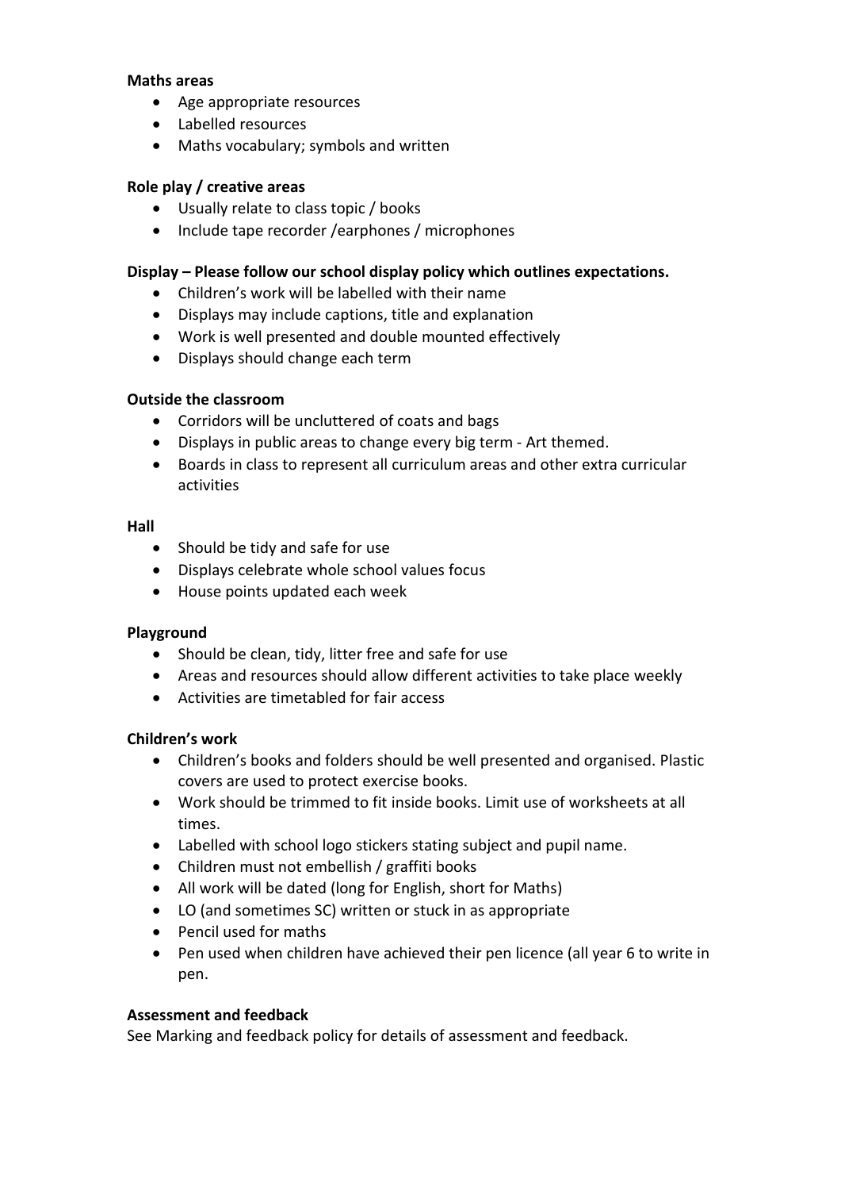**Maths areas**

- Age appropriate resources
- Labelled resources
- Maths vocabulary; symbols and written

**Role play / creative areas**

- Usually relate to class topic / books
- Include tape recorder /earphones / microphones

**Display – Please follow our school display policy which outlines expectations.**

- Children's work will be labelled with their name
- Displays may include captions, title and explanation
- Work is well presented and double mounted effectively
- Displays should change each term

**Outside the classroom**

- Corridors will be uncluttered of coats and bags
- Displays in public areas to change every big term - Art themed.
- Boards in class to represent all curriculum areas and other extra curricular activities

**Hall**

- Should be tidy and safe for use
- Displays celebrate whole school values focus
- House points updated each week

**Playground**

- Should be clean, tidy, litter free and safe for use
- Areas and resources should allow different activities to take place weekly
- Activities are timetabled for fair access

**Children's work**

- Children's books and folders should be well presented and organised. Plastic covers are used to protect exercise books.
- Work should be trimmed to fit inside books. Limit use of worksheets at all times.
- Labelled with school logo stickers stating subject and pupil name.
- Children must not embellish / graffiti books
- All work will be dated (long for English, short for Maths)
- LO (and sometimes SC) written or stuck in as appropriate
- Pencil used for maths
- Pen used when children have achieved their pen licence (all year 6 to write in pen.

**Assessment and feedback**

See Marking and feedback policy for details of assessment and feedback.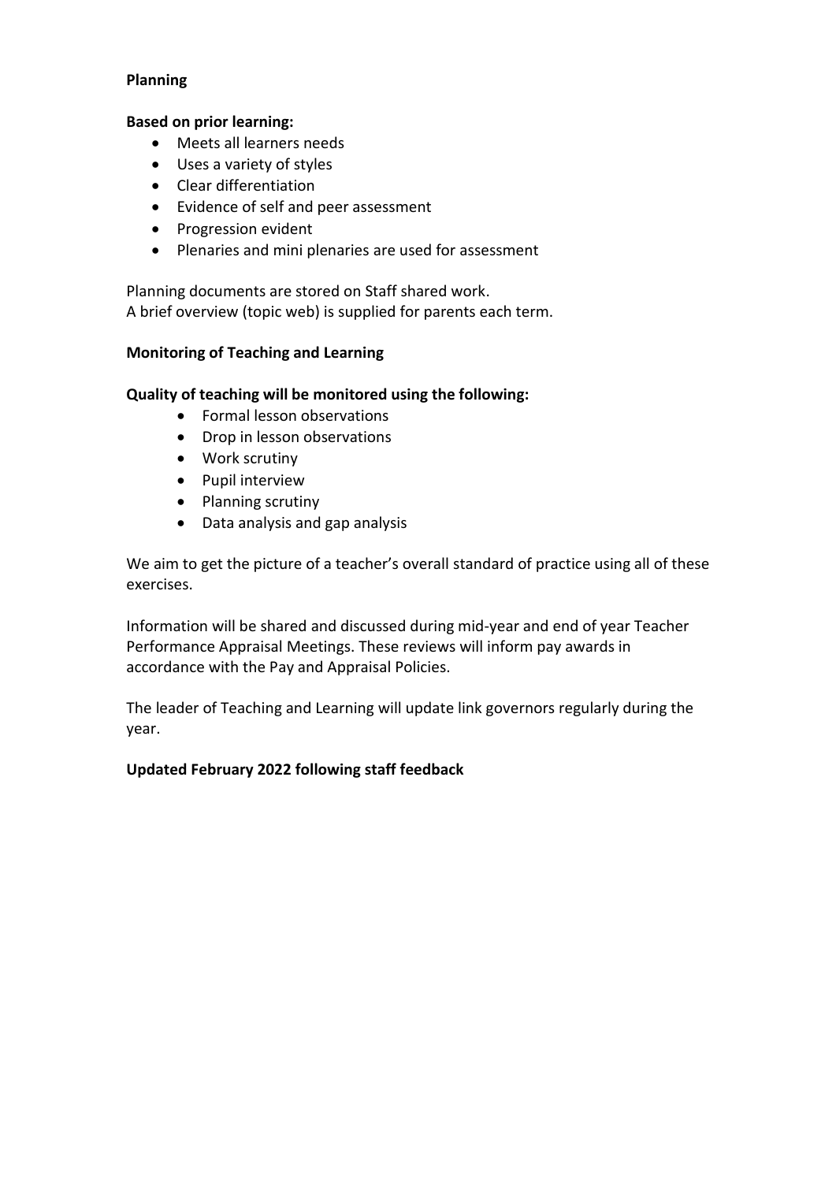**Planning**

**Based on prior learning:**

- Meets all learners needs
- Uses a variety of styles
- Clear differentiation
- Evidence of self and peer assessment
- Progression evident
- Plenaries and mini plenaries are used for assessment

Planning documents are stored on Staff shared work.
A brief overview (topic web) is supplied for parents each term.

**Monitoring of Teaching and Learning**

**Quality of teaching will be monitored using the following:**

- Formal lesson observations
- Drop in lesson observations
- Work scrutiny
- Pupil interview
- Planning scrutiny
- Data analysis and gap analysis

We aim to get the picture of a teacher's overall standard of practice using all of these exercises.

Information will be shared and discussed during mid-year and end of year Teacher Performance Appraisal Meetings. These reviews will inform pay awards in accordance with the Pay and Appraisal Policies.

The leader of Teaching and Learning will update link governors regularly during the year.

**Updated February 2022 following staff feedback**